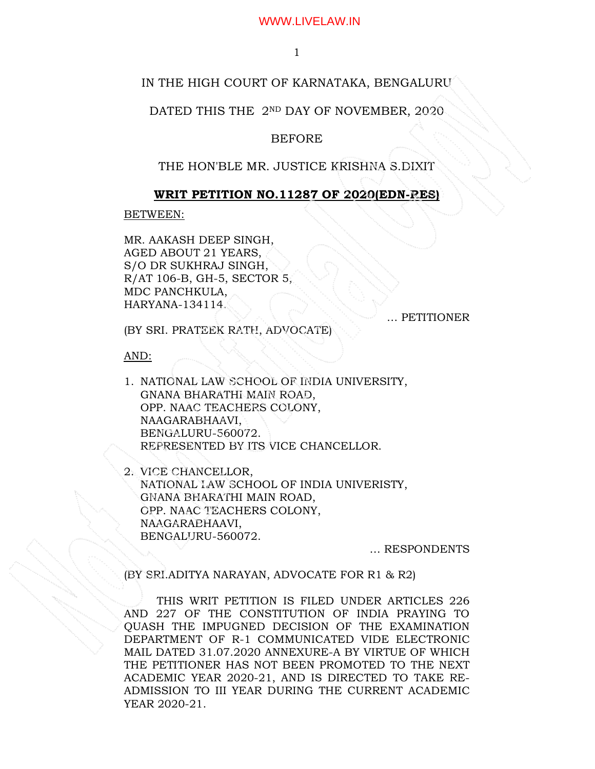IN THE HIGH COURT OF KARNATAKA, BENGALURU

DATED THIS THE 2ND DAY OF NOVEMBER, 2020

BEFORE

THE HON'BLE MR. JUSTICE KRISHNA S.DIXIT

**WRIT PETITION NO.11287 OF 2020(EDN-RES)**

BETWEEN:

MR. AAKASH DEEP SINGH,
AGED ABOUT 21 YEARS,
S/O DR SUKHRAJ SINGH,
R/AT 106-B, GH-5, SECTOR 5,
MDC PANCHKULA,
HARYANA-134114.

... PETITIONER

(BY SRI. PRATEEK RATH, ADVOCATE)

AND:

1. NATIONAL LAW SCHOOL OF INDIA UNIVERSITY,
   GNANA BHARATHI MAIN ROAD,
   OPP. NAAC TEACHERS COLONY,
   NAAGARABHAAVI,
   BENGALURU-560072.
   REPRESENTED BY ITS VICE CHANCELLOR.

2. VICE CHANCELLOR,
   NATIONAL LAW SCHOOL OF INDIA UNIVERISTY,
   GNANA BHARATHI MAIN ROAD,
   OPP. NAAC TEACHERS COLONY,
   NAAGARABHAAVI,
   BENGALURU-560072.

... RESPONDENTS

(BY SRI.ADITYA NARAYAN, ADVOCATE FOR R1 & R2)

THIS WRIT PETITION IS FILED UNDER ARTICLES 226 AND 227 OF THE CONSTITUTION OF INDIA PRAYING TO QUASH THE IMPUGNED DECISION OF THE EXAMINATION DEPARTMENT OF R-1 COMMUNICATED VIDE ELECTRONIC MAIL DATED 31.07.2020 ANNEXURE-A BY VIRTUE OF WHICH THE PETITIONER HAS NOT BEEN PROMOTED TO THE NEXT ACADEMIC YEAR 2020-21, AND IS DIRECTED TO TAKE RE-ADMISSION TO III YEAR DURING THE CURRENT ACADEMIC YEAR 2020-21.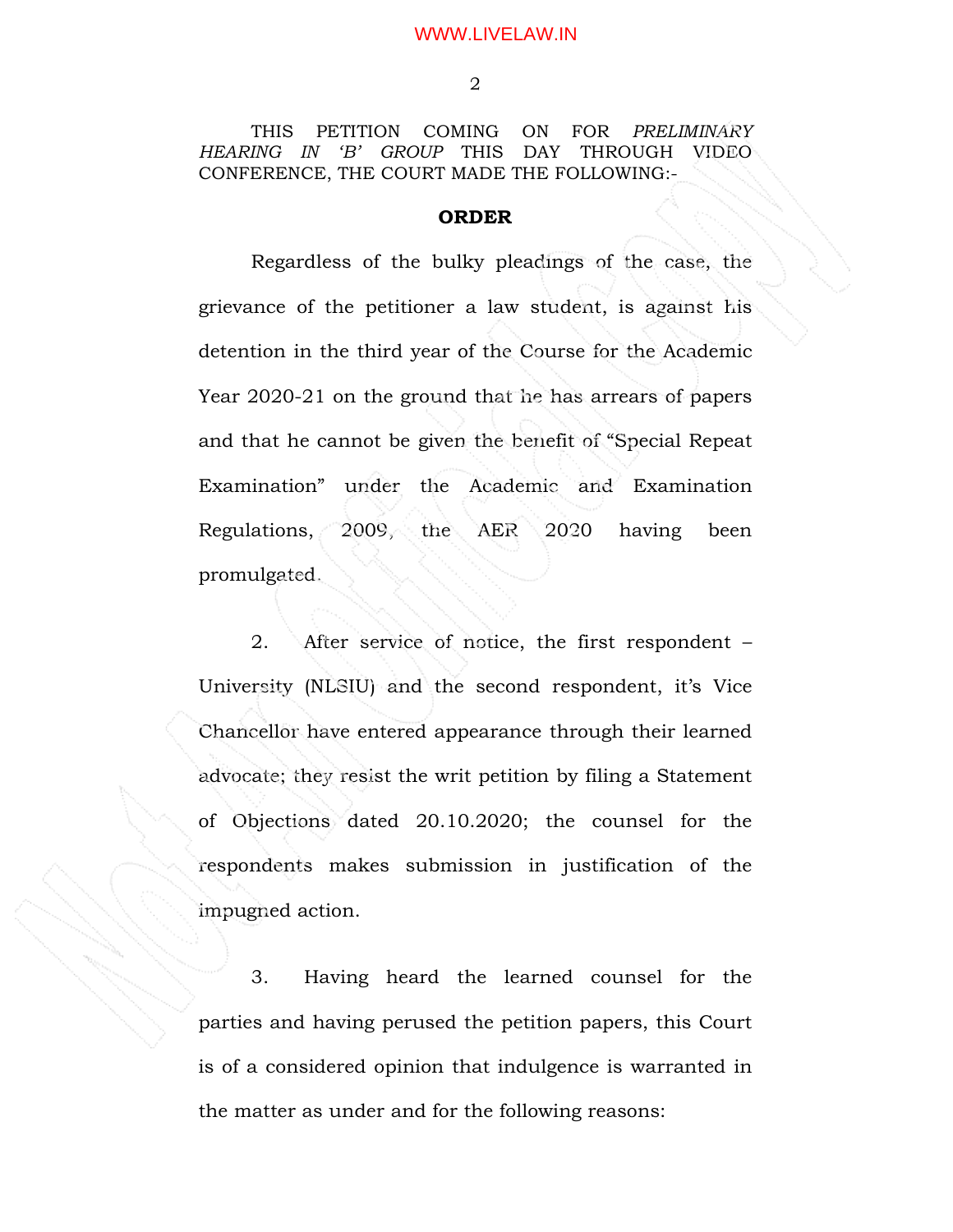THIS PETITION COMING ON FOR *PRELIMINARY HEARING IN 'B' GROUP* THIS DAY THROUGH VIDEO CONFERENCE, THE COURT MADE THE FOLLOWING:-

**ORDER**

Regardless of the bulky pleadings of the case, the grievance of the petitioner a law student, is against his detention in the third year of the Course for the Academic Year 2020-21 on the ground that he has arrears of papers and that he cannot be given the benefit of "Special Repeat Examination" under the Academic and Examination Regulations, 2009, the AER 2020 having been promulgated.

2. After service of notice, the first respondent – University (NLSIU) and the second respondent, it's Vice Chancellor have entered appearance through their learned advocate; they resist the writ petition by filing a Statement of Objections dated 20.10.2020; the counsel for the respondents makes submission in justification of the impugned action.

3. Having heard the learned counsel for the parties and having perused the petition papers, this Court is of a considered opinion that indulgence is warranted in the matter as under and for the following reasons: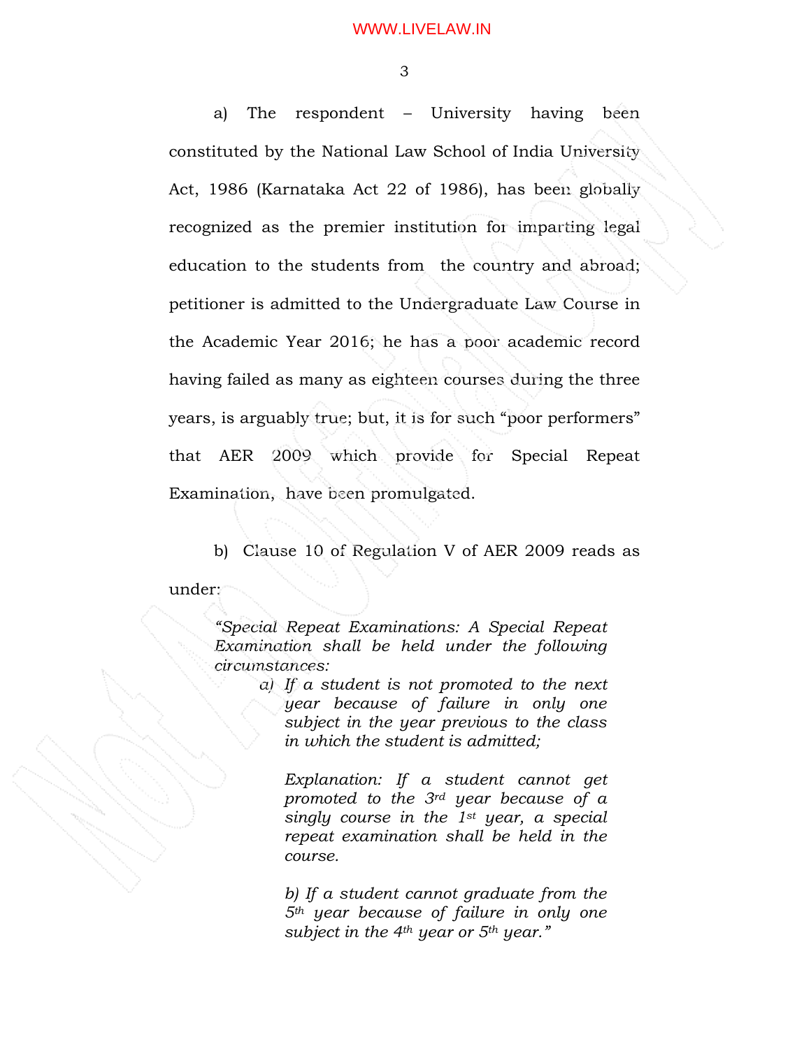a) The respondent – University having been constituted by the National Law School of India University Act, 1986 (Karnataka Act 22 of 1986), has been globally recognized as the premier institution for imparting legal education to the students from the country and abroad; petitioner is admitted to the Undergraduate Law Course in the Academic Year 2016; he has a poor academic record having failed as many as eighteen courses during the three years, is arguably true; but, it is for such "poor performers" that AER 2009 which provide for Special Repeat Examination, have been promulgated.

b) Clause 10 of Regulation V of AER 2009 reads as under:

> *"Special Repeat Examinations: A Special Repeat Examination shall be held under the following circumstances:*
>
> *a) If a student is not promoted to the next year because of failure in only one subject in the year previous to the class in which the student is admitted;*
>
> *Explanation: If a student cannot get promoted to the 3rd year because of a singly course in the 1st year, a special repeat examination shall be held in the course.*
>
> *b) If a student cannot graduate from the 5th year because of failure in only one subject in the 4th year or 5th year."*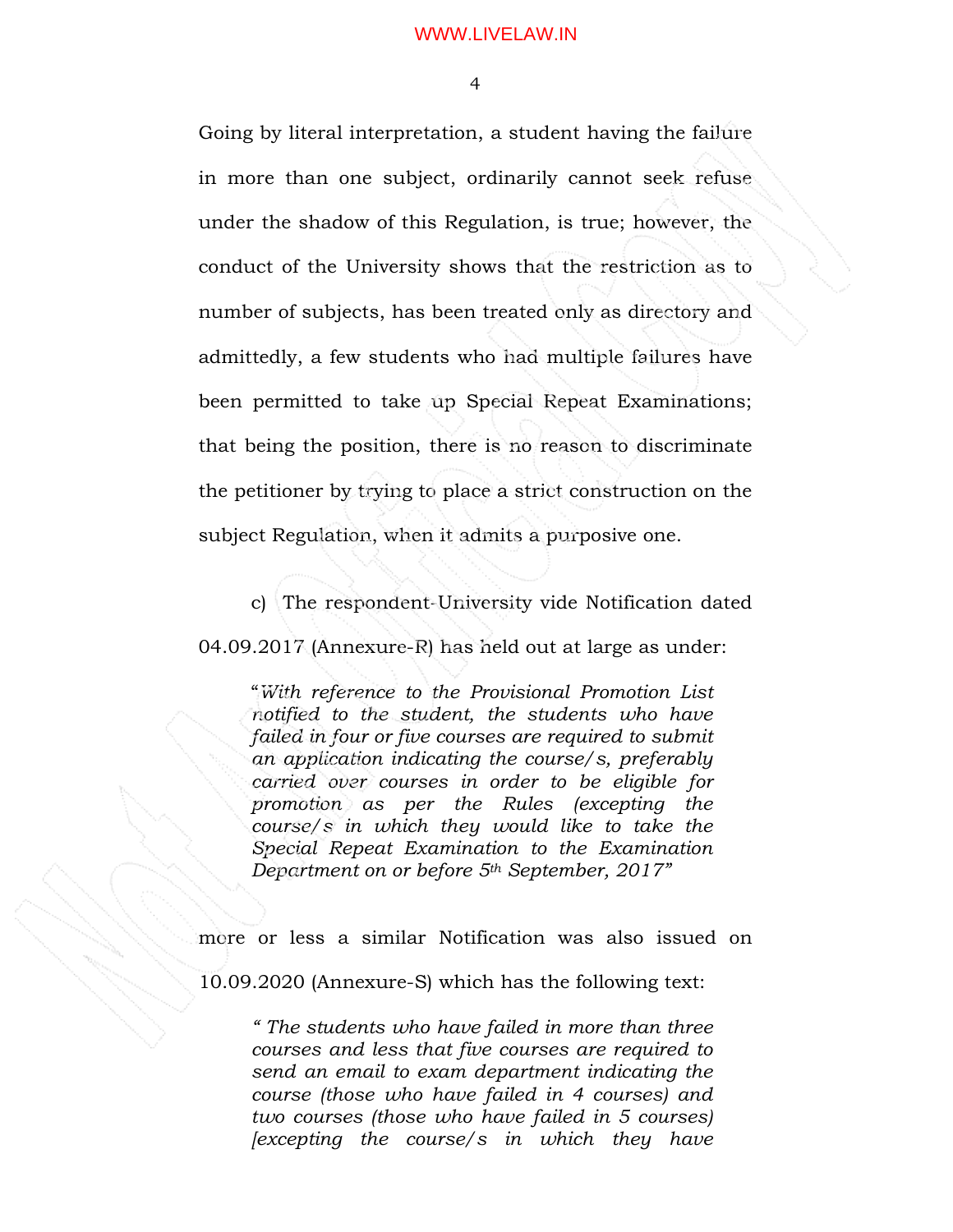Going by literal interpretation, a student having the failure in more than one subject, ordinarily cannot seek refuse under the shadow of this Regulation, is true; however, the conduct of the University shows that the restriction as to number of subjects, has been treated only as directory and admittedly, a few students who had multiple failures have been permitted to take up Special Repeat Examinations; that being the position, there is no reason to discriminate the petitioner by trying to place a strict construction on the subject Regulation, when it admits a purposive one.

c) The respondent-University vide Notification dated 04.09.2017 (Annexure-R) has held out at large as under:

> *"With reference to the Provisional Promotion List notified to the student, the students who have failed in four or five courses are required to submit an application indicating the course/s, preferably carried over courses in order to be eligible for promotion as per the Rules (excepting the course/s in which they would like to take the Special Repeat Examination to the Examination Department on or before 5th September, 2017"*

more or less a similar Notification was also issued on 10.09.2020 (Annexure-S) which has the following text:

> *" The students who have failed in more than three courses and less that five courses are required to send an email to exam department indicating the course (those who have failed in 4 courses) and two courses (those who have failed in 5 courses) [excepting the course/s in which they have*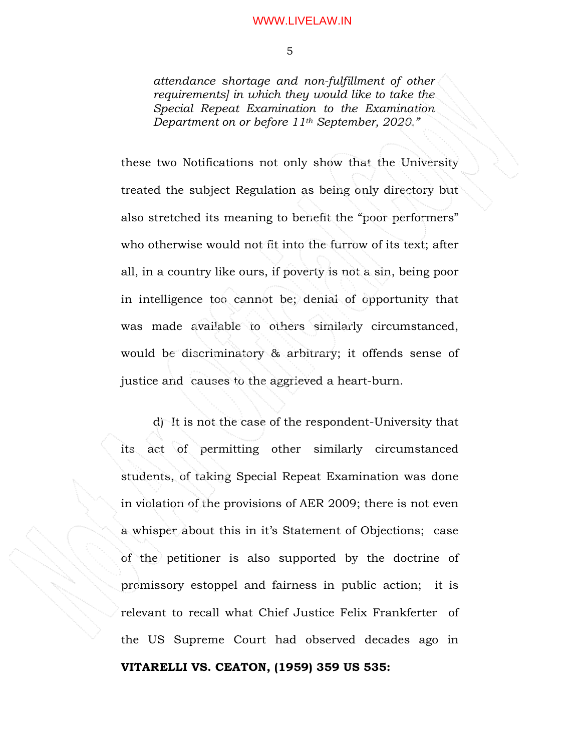*attendance shortage and non-fulfillment of other requirements] in which they would like to take the Special Repeat Examination to the Examination Department on or before 11th September, 2020."*

these two Notifications not only show that the University treated the subject Regulation as being only directory but also stretched its meaning to benefit the "poor performers" who otherwise would not fit into the furrow of its text; after all, in a country like ours, if poverty is not a sin, being poor in intelligence too cannot be; denial of opportunity that was made available to others similarly circumstanced, would be discriminatory & arbitrary; it offends sense of justice and causes to the aggrieved a heart-burn.

d) It is not the case of the respondent-University that its act of permitting other similarly circumstanced students, of taking Special Repeat Examination was done in violation of the provisions of AER 2009; there is not even a whisper about this in it's Statement of Objections; case of the petitioner is also supported by the doctrine of promissory estoppel and fairness in public action; it is relevant to recall what Chief Justice Felix Frankferter of the US Supreme Court had observed decades ago in **VITARELLI VS. CEATON, (1959) 359 US 535:**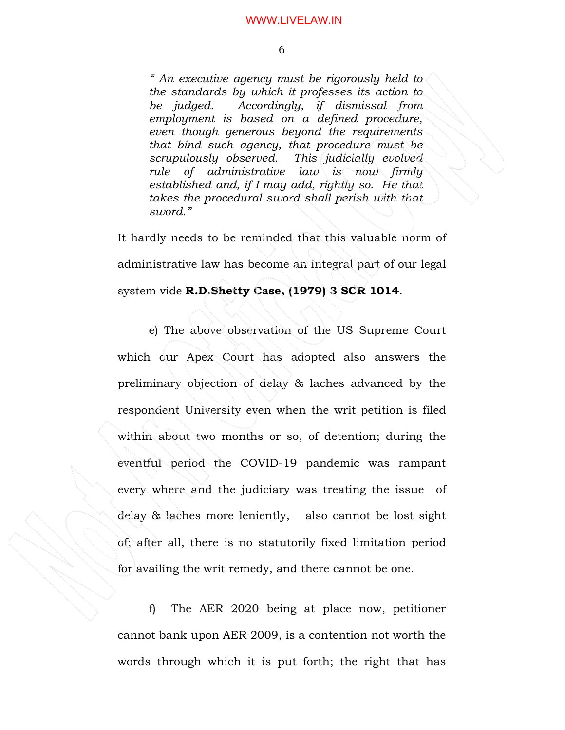> *" An executive agency must be rigorously held to the standards by which it professes its action to be judged. Accordingly, if dismissal from employment is based on a defined procedure, even though generous beyond the requirements that bind such agency, that procedure must be scrupulously observed. This judicially evolved rule of administrative law is now firmly established and, if I may add, rightly so. He that takes the procedural sword shall perish with that sword."*

It hardly needs to be reminded that this valuable norm of administrative law has become an integral part of our legal system vide **R.D.Shetty Case, (1979) 3 SCR 1014**.

e) The above observation of the US Supreme Court which our Apex Court has adopted also answers the preliminary objection of delay & laches advanced by the respondent University even when the writ petition is filed within about two months or so, of detention; during the eventful period the COVID-19 pandemic was rampant every where and the judiciary was treating the issue of delay & laches more leniently, also cannot be lost sight of; after all, there is no statutorily fixed limitation period for availing the writ remedy, and there cannot be one.

f) The AER 2020 being at place now, petitioner cannot bank upon AER 2009, is a contention not worth the words through which it is put forth; the right that has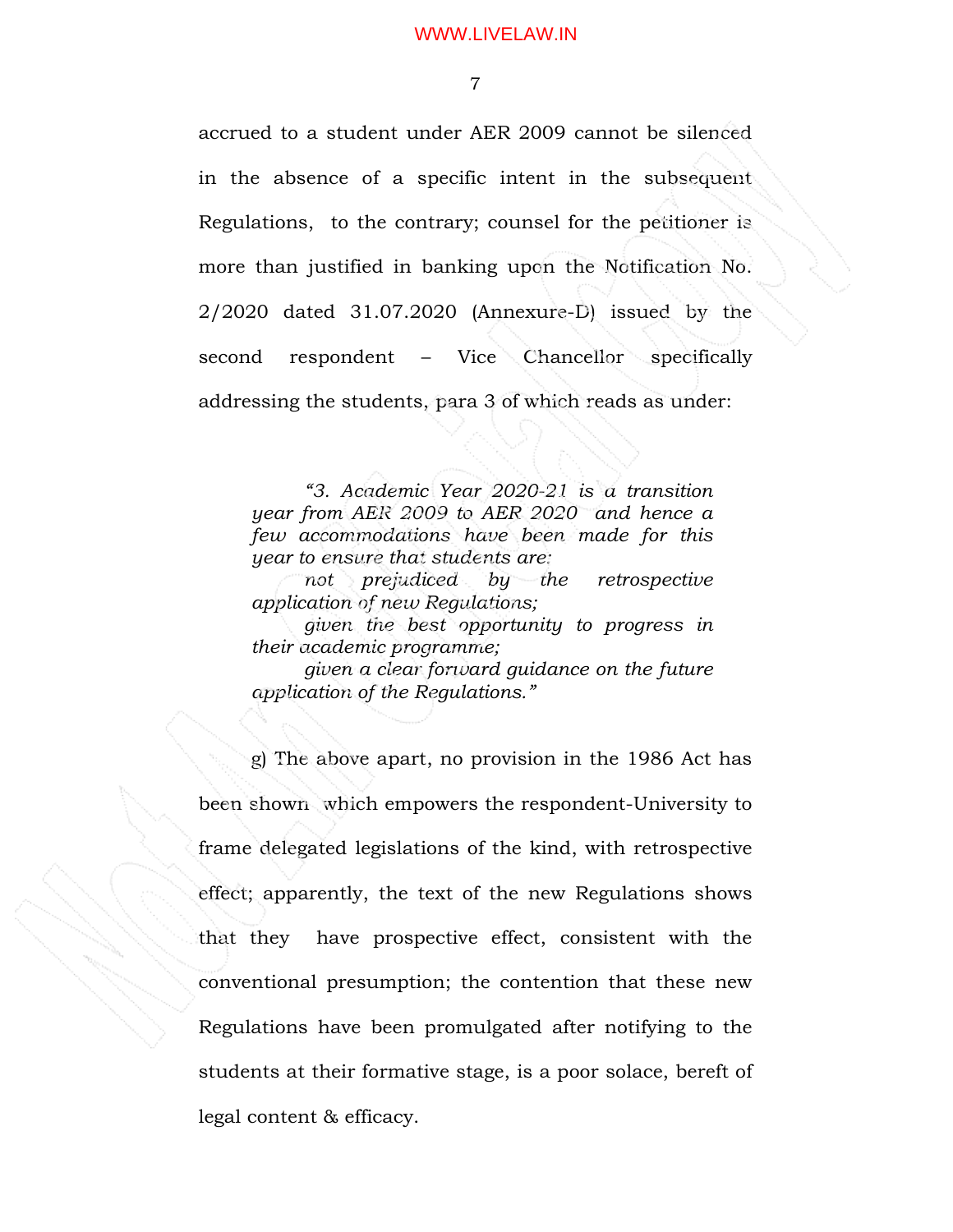accrued to a student under AER 2009 cannot be silenced in the absence of a specific intent in the subsequent Regulations, to the contrary; counsel for the petitioner is more than justified in banking upon the Notification No. 2/2020 dated 31.07.2020 (Annexure-D) issued by the second respondent – Vice Chancellor specifically addressing the students, para 3 of which reads as under:

> *"3. Academic Year 2020-21 is a transition year from AER 2009 to AER 2020 and hence a few accommodations have been made for this year to ensure that students are:*
>
> *not prejudiced by the retrospective application of new Regulations;*
>
> *given the best opportunity to progress in their academic programme;*
>
> *given a clear forward guidance on the future application of the Regulations."*

g) The above apart, no provision in the 1986 Act has been shown which empowers the respondent-University to frame delegated legislations of the kind, with retrospective effect; apparently, the text of the new Regulations shows that they have prospective effect, consistent with the conventional presumption; the contention that these new Regulations have been promulgated after notifying to the students at their formative stage, is a poor solace, bereft of legal content & efficacy.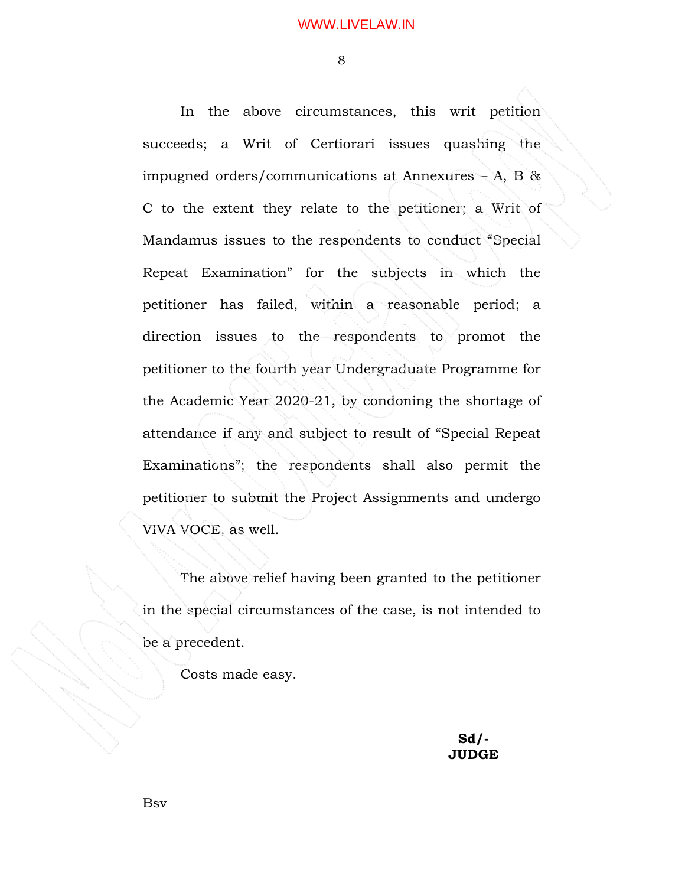In the above circumstances, this writ petition succeeds; a Writ of Certiorari issues quashing the impugned orders/communications at Annexures – A, B & C to the extent they relate to the petitioner; a Writ of Mandamus issues to the respondents to conduct "Special Repeat Examination" for the subjects in which the petitioner has failed, within a reasonable period; a direction issues to the respondents to promot the petitioner to the fourth year Undergraduate Programme for the Academic Year 2020-21, by condoning the shortage of attendance if any and subject to result of "Special Repeat Examinations"; the respondents shall also permit the petitioner to submit the Project Assignments and undergo VIVA VOCE, as well.

The above relief having been granted to the petitioner in the special circumstances of the case, is not intended to be a precedent.

Costs made easy.

**Sd/-**
**JUDGE**

Bsv